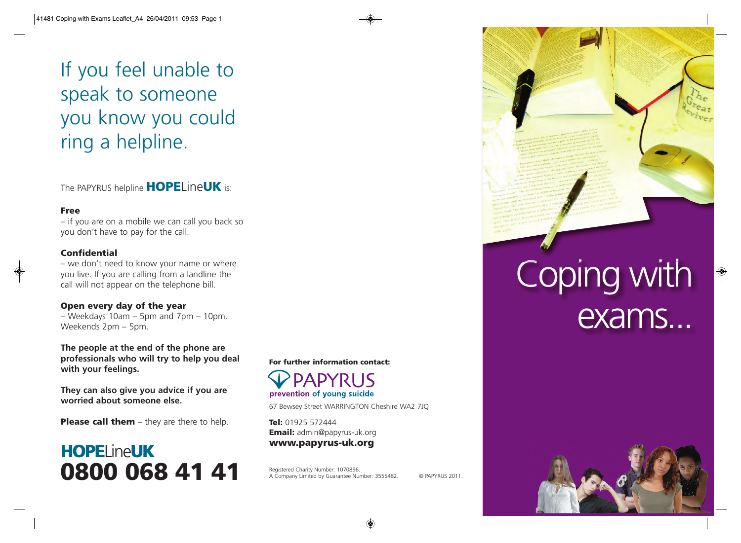# If you feel unable to speak to someone you know you could ring a helpline.

The PAPYRUS helpline **HOPE**Line**UK** is:

**Free**
– if you are on a mobile we can call you back so you don't have to pay for the call.

**Confidential**
– we don't need to know your name or where you live. If you are calling from a landline the call will not appear on the telephone bill.

**Open every day of the year**
– Weekdays 10am – 5pm and 7pm – 10pm. Weekends 2pm – 5pm.

**The people at the end of the phone are professionals who will try to help you deal with your feelings.**

**They can also give you advice if you are worried about someone else.**

**Please call them** – they are there to help.

## HOPELineUK
## 0800 068 41 41

**For further information contact:**

PAPYRUS
prevention of young suicide

67 Bewsey Street WARRINGTON Cheshire WA2 7JQ

**Tel:** 01925 572444
**Email:** admin@papyrus-uk.org
**www.papyrus-uk.org**

Registered Charity Number: 1070896.
A Company Limited by Guarantee Number: 3555482. © PAPYRUS 2011.

# Coping with exams...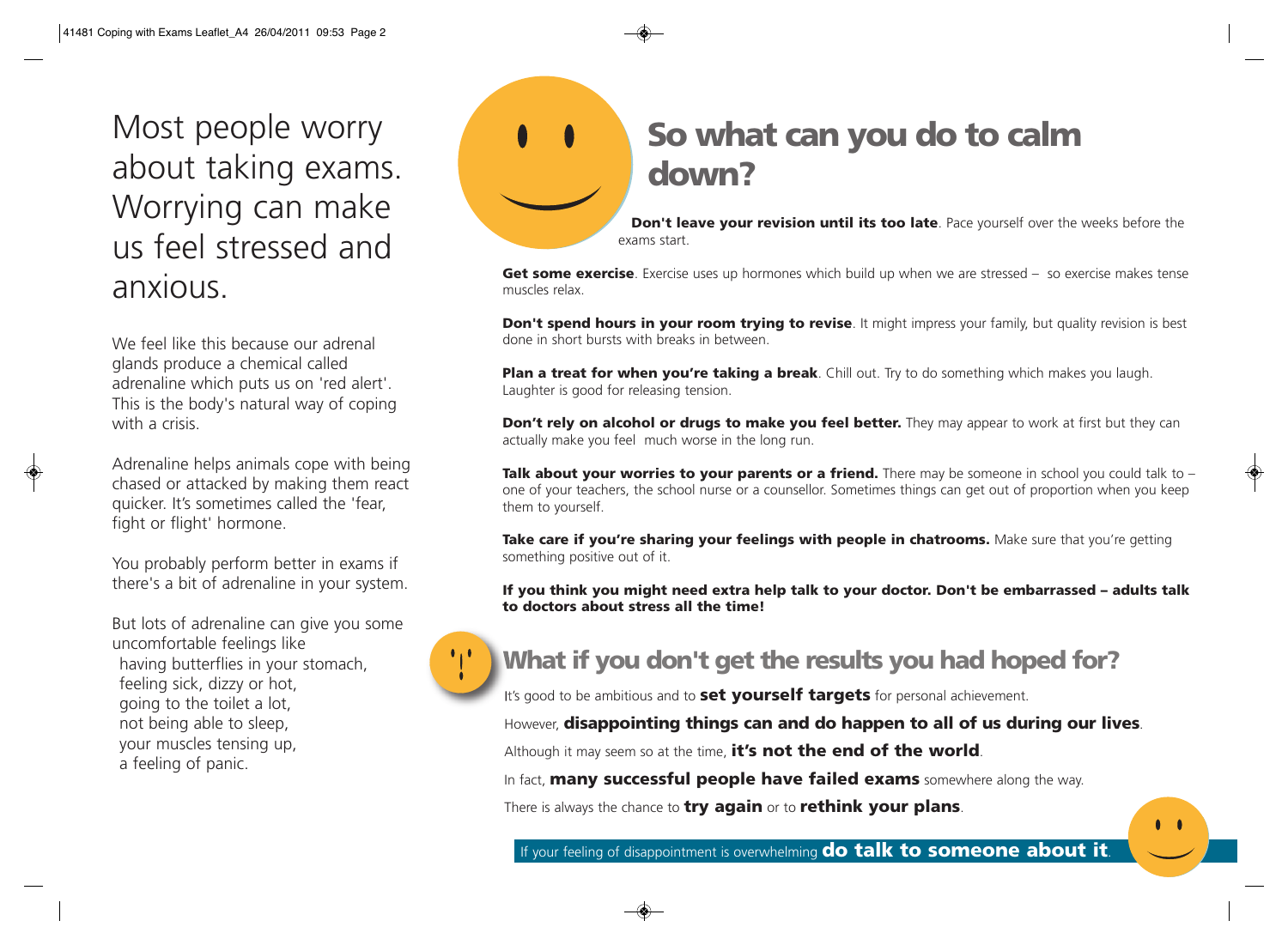# Most people worry about taking exams. Worrying can make us feel stressed and anxious.

We feel like this because our adrenal glands produce a chemical called adrenaline which puts us on 'red alert'. This is the body's natural way of coping with a crisis.

Adrenaline helps animals cope with being chased or attacked by making them react quicker. It's sometimes called the 'fear, fight or flight' hormone.

You probably perform better in exams if there's a bit of adrenaline in your system.

But lots of adrenaline can give you some uncomfortable feelings like
- having butterflies in your stomach,
- feeling sick, dizzy or hot,
- going to the toilet a lot,
- not being able to sleep,
- your muscles tensing up,
- a feeling of panic.

## So what can you do to calm down?

**Don't leave your revision until its too late**. Pace yourself over the weeks before the exams start.

**Get some exercise**. Exercise uses up hormones which build up when we are stressed – so exercise makes tense muscles relax.

**Don't spend hours in your room trying to revise**. It might impress your family, but quality revision is best done in short bursts with breaks in between.

**Plan a treat for when you're taking a break**. Chill out. Try to do something which makes you laugh. Laughter is good for releasing tension.

**Don't rely on alcohol or drugs to make you feel better.** They may appear to work at first but they can actually make you feel much worse in the long run.

**Talk about your worries to your parents or a friend.** There may be someone in school you could talk to – one of your teachers, the school nurse or a counsellor. Sometimes things can get out of proportion when you keep them to yourself.

**Take care if you're sharing your feelings with people in chatrooms.** Make sure that you're getting something positive out of it.

**If you think you might need extra help talk to your doctor. Don't be embarrassed – adults talk to doctors about stress all the time!**

## What if you don't get the results you had hoped for?

It's good to be ambitious and to **set yourself targets** for personal achievement.

However, **disappointing things can and do happen to all of us during our lives**.

Although it may seem so at the time, **it's not the end of the world**.

In fact, **many successful people have failed exams** somewhere along the way.

There is always the chance to **try again** or to **rethink your plans**.

If your feeling of disappointment is overwhelming **do talk to someone about it**.